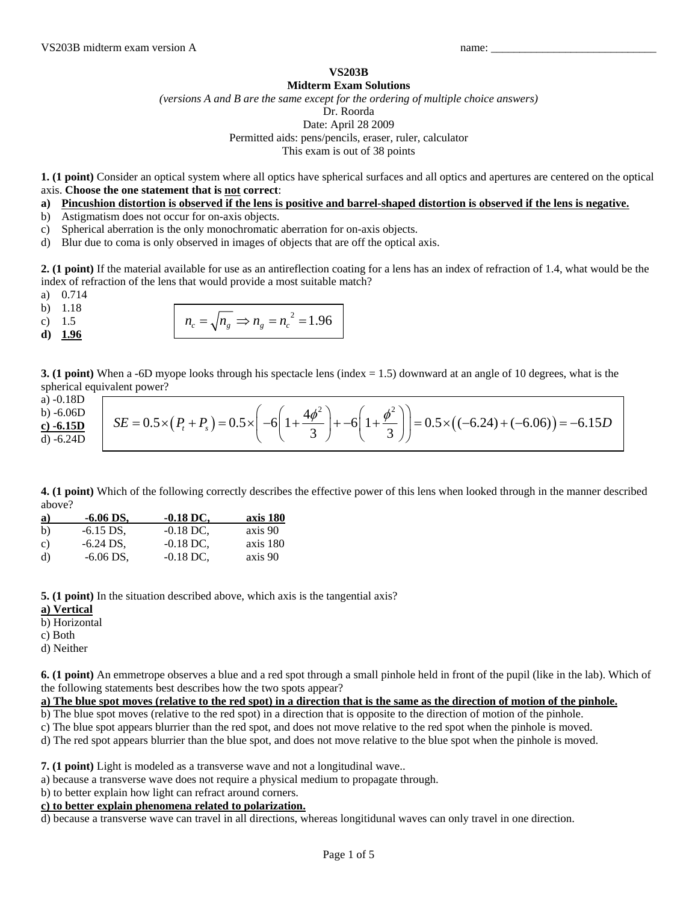VS203B midterm exam version A name: ______________________________

# VS203B

## Midterm Exam Solutions

*(versions A and B are the same except for the ordering of multiple choice answers)*

Dr. Roorda

Date: April 28 2009

Permitted aids: pens/pencils, eraser, ruler, calculator

This exam is out of 38 points

**1. (1 point)** Consider an optical system where all optics have spherical surfaces and all optics and apertures are centered on the optical axis. **Choose the one statement that is not correct**:

a) **Pincushion distortion is observed if the lens is positive and barrel-shaped distortion is observed if the lens is negative.**
b) Astigmatism does not occur for on-axis objects.
c) Spherical aberration is the only monochromatic aberration for on-axis objects.
d) Blur due to coma is only observed in images of objects that are off the optical axis.

**2. (1 point)** If the material available for use as an antireflection coating for a lens has an index of refraction of 1.4, what would be the index of refraction of the lens that would provide a most suitable match?

a) 0.714
b) 1.18
c) 1.5
**d) 1.96**

$$n_c = \sqrt{n_g} \Rightarrow n_g = n_c^{\ 2} = 1.96$$

**3. (1 point)** When a -6D myope looks through his spectacle lens (index = 1.5) downward at an angle of 10 degrees, what is the spherical equivalent power?

a) -0.18D
b) -6.06D
**c) -6.15D**
d) -6.24D

$$SE = 0.5 \times (P_t + P_s) = 0.5 \times \left( -6\left(1 + \frac{4\phi^2}{3}\right) + -6\left(1 + \frac{\phi^2}{3}\right) \right) = 0.5 \times \left( (-6.24) + (-6.06) \right) = -6.15D$$

**4. (1 point)** Which of the following correctly describes the effective power of this lens when looked through in the manner described above?

| | | | |
|---|---|---|---|
| **a)** | **-6.06 DS,** | **-0.18 DC,** | **axis 180** |
| b) | -6.15 DS, | -0.18 DC, | axis 90 |
| c) | -6.24 DS, | -0.18 DC, | axis 180 |
| d) | -6.06 DS, | -0.18 DC, | axis 90 |

**5. (1 point)** In the situation described above, which axis is the tangential axis?

**a) Vertical**
b) Horizontal
c) Both
d) Neither

**6. (1 point)** An emmetrope observes a blue and a red spot through a small pinhole held in front of the pupil (like in the lab). Which of the following statements best describes how the two spots appear?

**a) The blue spot moves (relative to the red spot) in a direction that is the same as the direction of motion of the pinhole.**
b) The blue spot moves (relative to the red spot) in a direction that is opposite to the direction of motion of the pinhole.
c) The blue spot appears blurrier than the red spot, and does not move relative to the red spot when the pinhole is moved.
d) The red spot appears blurrier than the blue spot, and does not move relative to the blue spot when the pinhole is moved.

**7. (1 point)** Light is modeled as a transverse wave and not a longitudinal wave..

a) because a transverse wave does not require a physical medium to propagate through.
b) to better explain how light can refract around corners.
**c) to better explain phenomena related to polarization.**
d) because a transverse wave can travel in all directions, whereas longitidunal waves can only travel in one direction.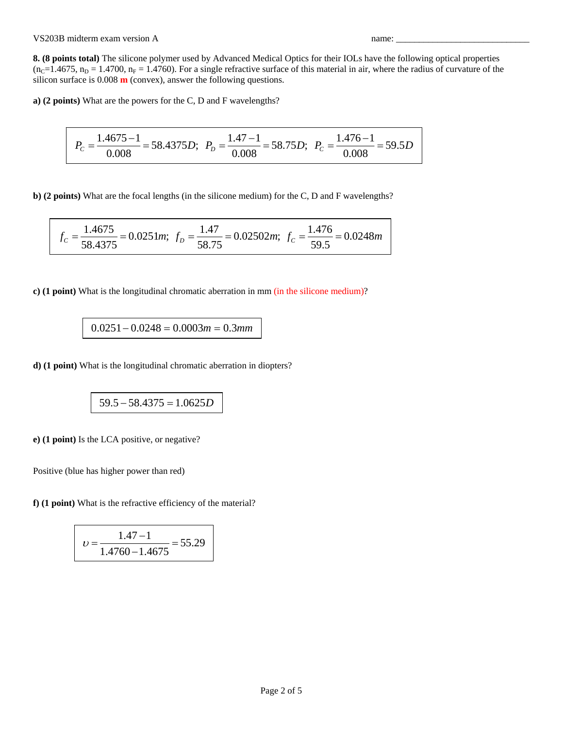**8. (8 points total)** The silicone polymer used by Advanced Medical Optics for their IOLs have the following optical properties ($n_C$=1.4675, $n_D$ = 1.4700, $n_F$ = 1.4760). For a single refractive surface of this material in air, where the radius of curvature of the silicon surface is 0.008 **m** (convex), answer the following questions.

**a) (2 points)** What are the powers for the C, D and F wavelengths?

$$P_C = \frac{1.4675 - 1}{0.008} = 58.4375D; \;\; P_D = \frac{1.47 - 1}{0.008} = 58.75D; \;\; P_C = \frac{1.476 - 1}{0.008} = 59.5D$$

**b) (2 points)** What are the focal lengths (in the silicone medium) for the C, D and F wavelengths?

$$f_C = \frac{1.4675}{58.4375} = 0.0251m; \;\; f_D = \frac{1.47}{58.75} = 0.02502m; \;\; f_C = \frac{1.476}{59.5} = 0.0248m$$

**c) (1 point)** What is the longitudinal chromatic aberration in mm (in the silicone medium)?

$$0.0251 - 0.0248 = 0.0003m = 0.3mm$$

**d) (1 point)** What is the longitudinal chromatic aberration in diopters?

$$59.5 - 58.4375 = 1.0625D$$

**e) (1 point)** Is the LCA positive, or negative?

Positive (blue has higher power than red)

**f) (1 point)** What is the refractive efficiency of the material?

$$\upsilon = \frac{1.47 - 1}{1.4760 - 1.4675} = 55.29$$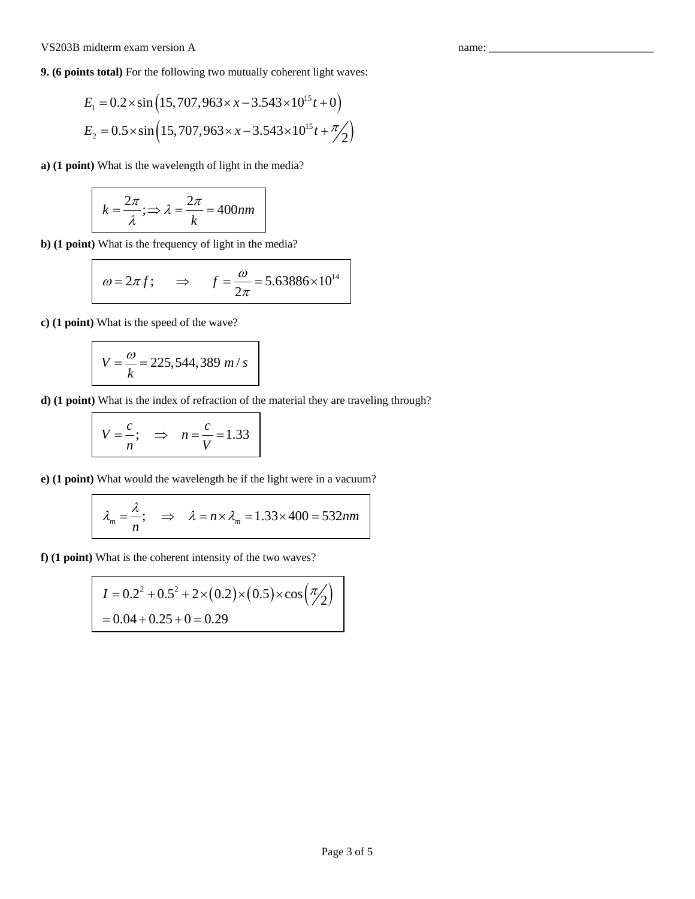VS203B midterm exam version A name: ______________________________

**9. (6 points total)** For the following two mutually coherent light waves:

$$E_1 = 0.2 \times \sin\left(15,707,963 \times x - 3.543 \times 10^{15} t + 0\right)$$
$$E_2 = 0.5 \times \sin\left(15,707,963 \times x - 3.543 \times 10^{15} t + \pi/2\right)$$

**a) (1 point)** What is the wavelength of light in the media?

$$k = \frac{2\pi}{\lambda}; \Rightarrow \lambda = \frac{2\pi}{k} = 400nm$$

**b) (1 point)** What is the frequency of light in the media?

$$\omega = 2\pi f; \quad \Rightarrow \quad f = \frac{\omega}{2\pi} = 5.63886 \times 10^{14}$$

**c) (1 point)** What is the speed of the wave?

$$V = \frac{\omega}{k} = 225,544,389 \ m/s$$

**d) (1 point)** What is the index of refraction of the material they are traveling through?

$$V = \frac{c}{n}; \quad \Rightarrow \quad n = \frac{c}{V} = 1.33$$

**e) (1 point)** What would the wavelength be if the light were in a vacuum?

$$\lambda_m = \frac{\lambda}{n}; \quad \Rightarrow \quad \lambda = n \times \lambda_m = 1.33 \times 400 = 532nm$$

**f) (1 point)** What is the coherent intensity of the two waves?

$$I = 0.2^2 + 0.5^2 + 2 \times (0.2) \times (0.5) \times \cos\left(\pi/2\right)$$
$$= 0.04 + 0.25 + 0 = 0.29$$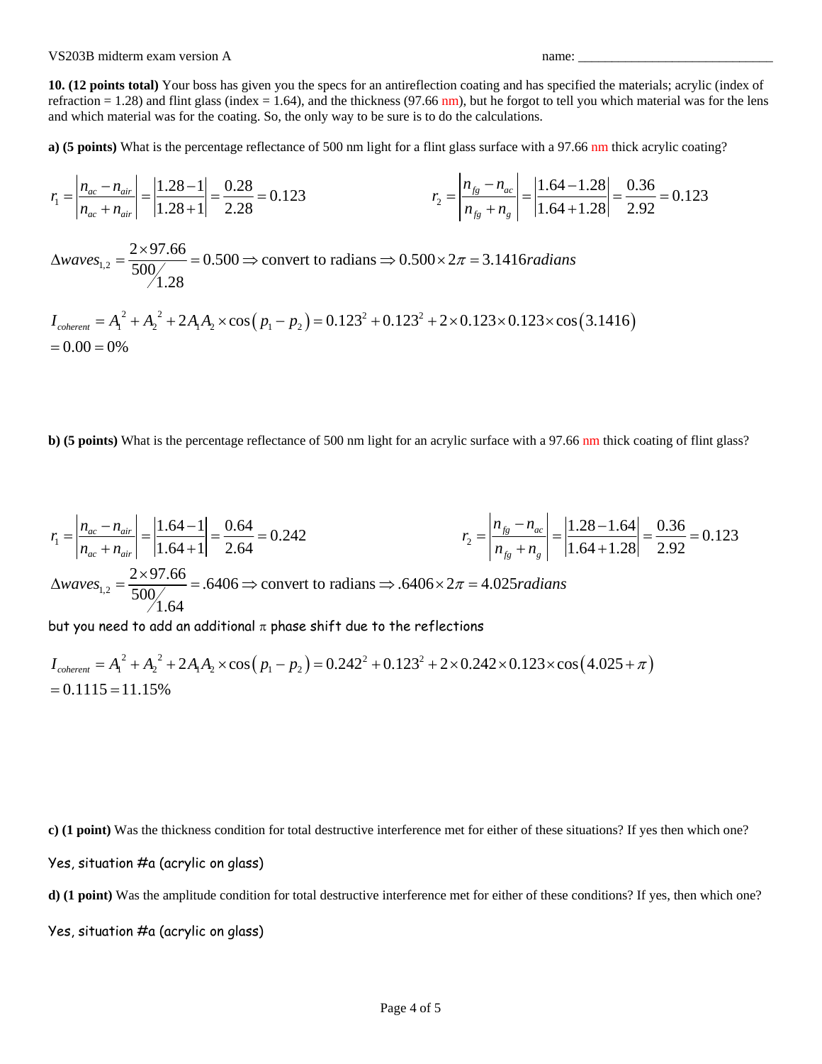**10. (12 points total)** Your boss has given you the specs for an antireflection coating and has specified the materials; acrylic (index of refraction = 1.28) and flint glass (index = 1.64), and the thickness (97.66 nm), but he forgot to tell you which material was for the lens and which material was for the coating. So, the only way to be sure is to do the calculations.

**a) (5 points)** What is the percentage reflectance of 500 nm light for a flint glass surface with a 97.66 nm thick acrylic coating?

$$r_1 = \left|\frac{n_{ac} - n_{air}}{n_{ac} + n_{air}}\right| = \left|\frac{1.28 - 1}{1.28 + 1}\right| = \frac{0.28}{2.28} = 0.123 \qquad r_2 = \left|\frac{n_{fg} - n_{ac}}{n_{fg} + n_g}\right| = \left|\frac{1.64 - 1.28}{1.64 + 1.28}\right| = \frac{0.36}{2.92} = 0.123$$

$$\Delta waves_{1,2} = \frac{2 \times 97.66}{500/1.28} = 0.500 \Rightarrow \text{convert to radians} \Rightarrow 0.500 \times 2\pi = 3.1416 radians$$

$$I_{coherent} = A_1^2 + A_2^2 + 2A_1A_2 \times \cos(p_1 - p_2) = 0.123^2 + 0.123^2 + 2 \times 0.123 \times 0.123 \times \cos(3.1416)$$
$$= 0.00 = 0\%$$

**b) (5 points)** What is the percentage reflectance of 500 nm light for an acrylic surface with a 97.66 nm thick coating of flint glass?

$$r_1 = \left|\frac{n_{ac} - n_{air}}{n_{ac} + n_{air}}\right| = \left|\frac{1.64 - 1}{1.64 + 1}\right| = \frac{0.64}{2.64} = 0.242 \qquad r_2 = \left|\frac{n_{fg} - n_{ac}}{n_{fg} + n_g}\right| = \left|\frac{1.28 - 1.64}{1.64 + 1.28}\right| = \frac{0.36}{2.92} = 0.123$$

$$\Delta waves_{1,2} = \frac{2 \times 97.66}{500/1.64} = .6406 \Rightarrow \text{convert to radians} \Rightarrow .6406 \times 2\pi = 4.025 radians$$

but you need to add an additional $\pi$ phase shift due to the reflections

$$I_{coherent} = A_1^2 + A_2^2 + 2A_1A_2 \times \cos(p_1 - p_2) = 0.242^2 + 0.123^2 + 2 \times 0.242 \times 0.123 \times \cos(4.025 + \pi)$$
$$= 0.1115 = 11.15\%$$

**c) (1 point)** Was the thickness condition for total destructive interference met for either of these situations? If yes then which one?

Yes, situation #a (acrylic on glass)

**d) (1 point)** Was the amplitude condition for total destructive interference met for either of these conditions? If yes, then which one?

Yes, situation #a (acrylic on glass)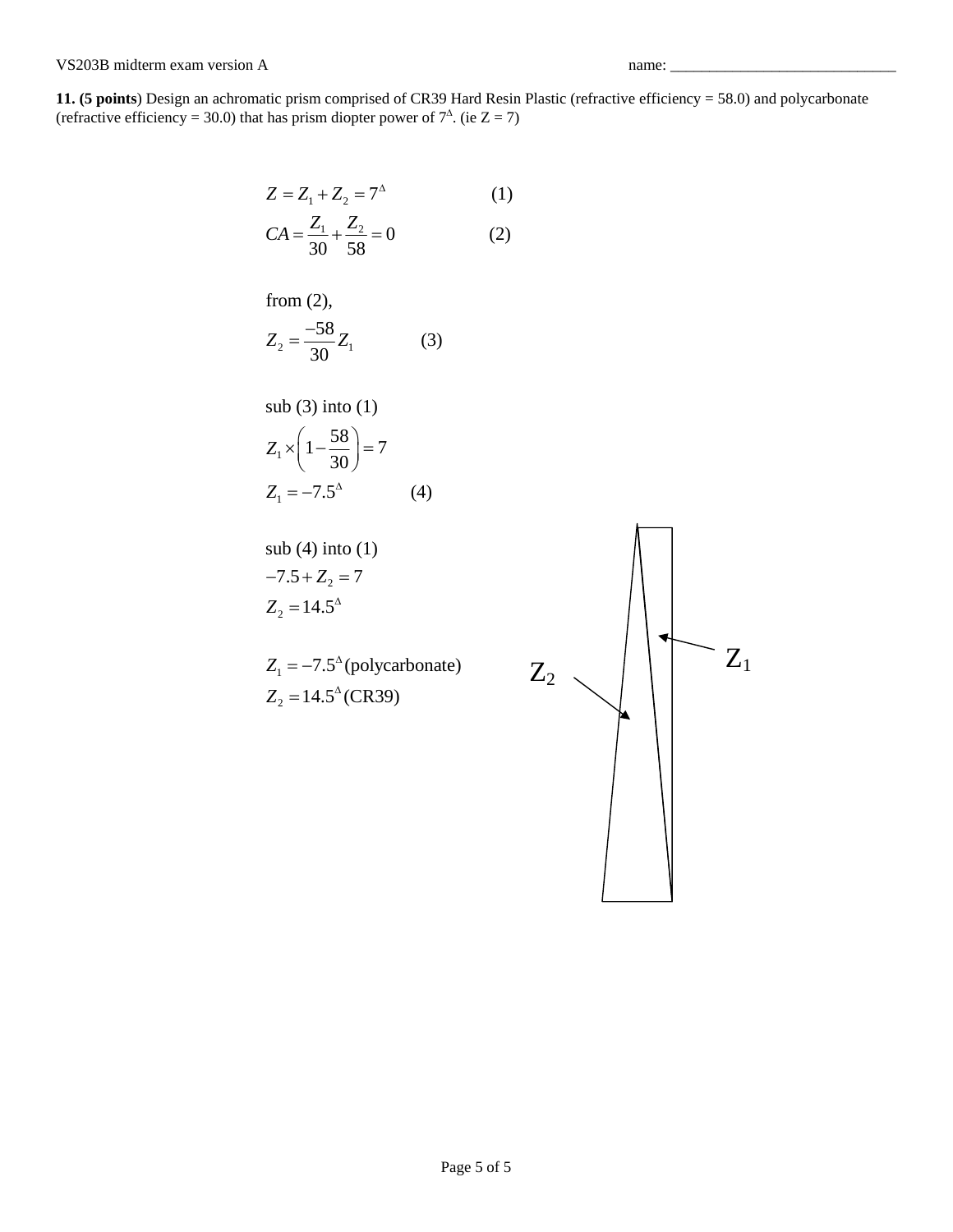**11. (5 points**) Design an achromatic prism comprised of CR39 Hard Resin Plastic (refractive efficiency = 58.0) and polycarbonate (refractive efficiency = 30.0) that has prism diopter power of $7^{\Delta}$. (ie Z = 7)

$$Z = Z_1 + Z_2 = 7^{\Delta} \qquad (1)$$

$$CA = \frac{Z_1}{30} + \frac{Z_2}{58} = 0 \qquad (2)$$

from (2),

$$Z_2 = \frac{-58}{30} Z_1 \qquad (3)$$

sub (3) into (1)

$$Z_1 \times \left(1 - \frac{58}{30}\right) = 7$$

$$Z_1 = -7.5^{\Delta} \qquad (4)$$

sub (4) into (1)

$$-7.5 + Z_2 = 7$$

$$Z_2 = 14.5^{\Delta}$$

$$Z_1 = -7.5^{\Delta}\text{(polycarbonate)}$$

$$Z_2 = 14.5^{\Delta}\text{(CR39)}$$

$Z_2$

$Z_1$